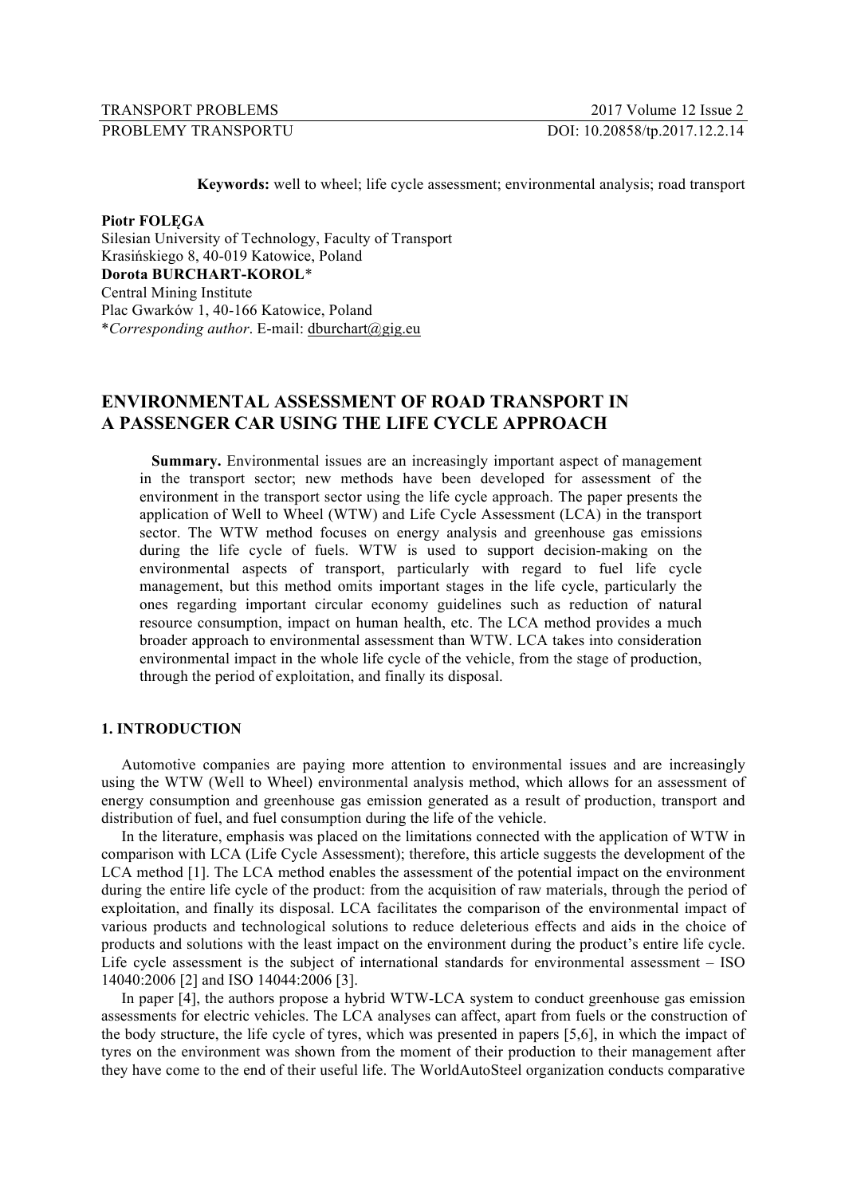**Keywords:** well to wheel; life cycle assessment; environmental analysis; road transport

**Piotr FOLĘGA**
Silesian University of Technology, Faculty of Transport
Krasińskiego 8, 40-019 Katowice, Poland
**Dorota BURCHART-KOROL***
Central Mining Institute
Plac Gwarków 1, 40-166 Katowice, Poland
**Corresponding author*. E-mail: dburchart@gig.eu

# ENVIRONMENTAL ASSESSMENT OF ROAD TRANSPORT IN A PASSENGER CAR USING THE LIFE CYCLE APPROACH

**Summary.** Environmental issues are an increasingly important aspect of management in the transport sector; new methods have been developed for assessment of the environment in the transport sector using the life cycle approach. The paper presents the application of Well to Wheel (WTW) and Life Cycle Assessment (LCA) in the transport sector. The WTW method focuses on energy analysis and greenhouse gas emissions during the life cycle of fuels. WTW is used to support decision-making on the environmental aspects of transport, particularly with regard to fuel life cycle management, but this method omits important stages in the life cycle, particularly the ones regarding important circular economy guidelines such as reduction of natural resource consumption, impact on human health, etc. The LCA method provides a much broader approach to environmental assessment than WTW. LCA takes into consideration environmental impact in the whole life cycle of the vehicle, from the stage of production, through the period of exploitation, and finally its disposal.

## 1. INTRODUCTION

Automotive companies are paying more attention to environmental issues and are increasingly using the WTW (Well to Wheel) environmental analysis method, which allows for an assessment of energy consumption and greenhouse gas emission generated as a result of production, transport and distribution of fuel, and fuel consumption during the life of the vehicle.

In the literature, emphasis was placed on the limitations connected with the application of WTW in comparison with LCA (Life Cycle Assessment); therefore, this article suggests the development of the LCA method [1]. The LCA method enables the assessment of the potential impact on the environment during the entire life cycle of the product: from the acquisition of raw materials, through the period of exploitation, and finally its disposal. LCA facilitates the comparison of the environmental impact of various products and technological solutions to reduce deleterious effects and aids in the choice of products and solutions with the least impact on the environment during the product's entire life cycle. Life cycle assessment is the subject of international standards for environmental assessment – ISO 14040:2006 [2] and ISO 14044:2006 [3].

In paper [4], the authors propose a hybrid WTW-LCA system to conduct greenhouse gas emission assessments for electric vehicles. The LCA analyses can affect, apart from fuels or the construction of the body structure, the life cycle of tyres, which was presented in papers [5,6], in which the impact of tyres on the environment was shown from the moment of their production to their management after they have come to the end of their useful life. The WorldAutoSteel organization conducts comparative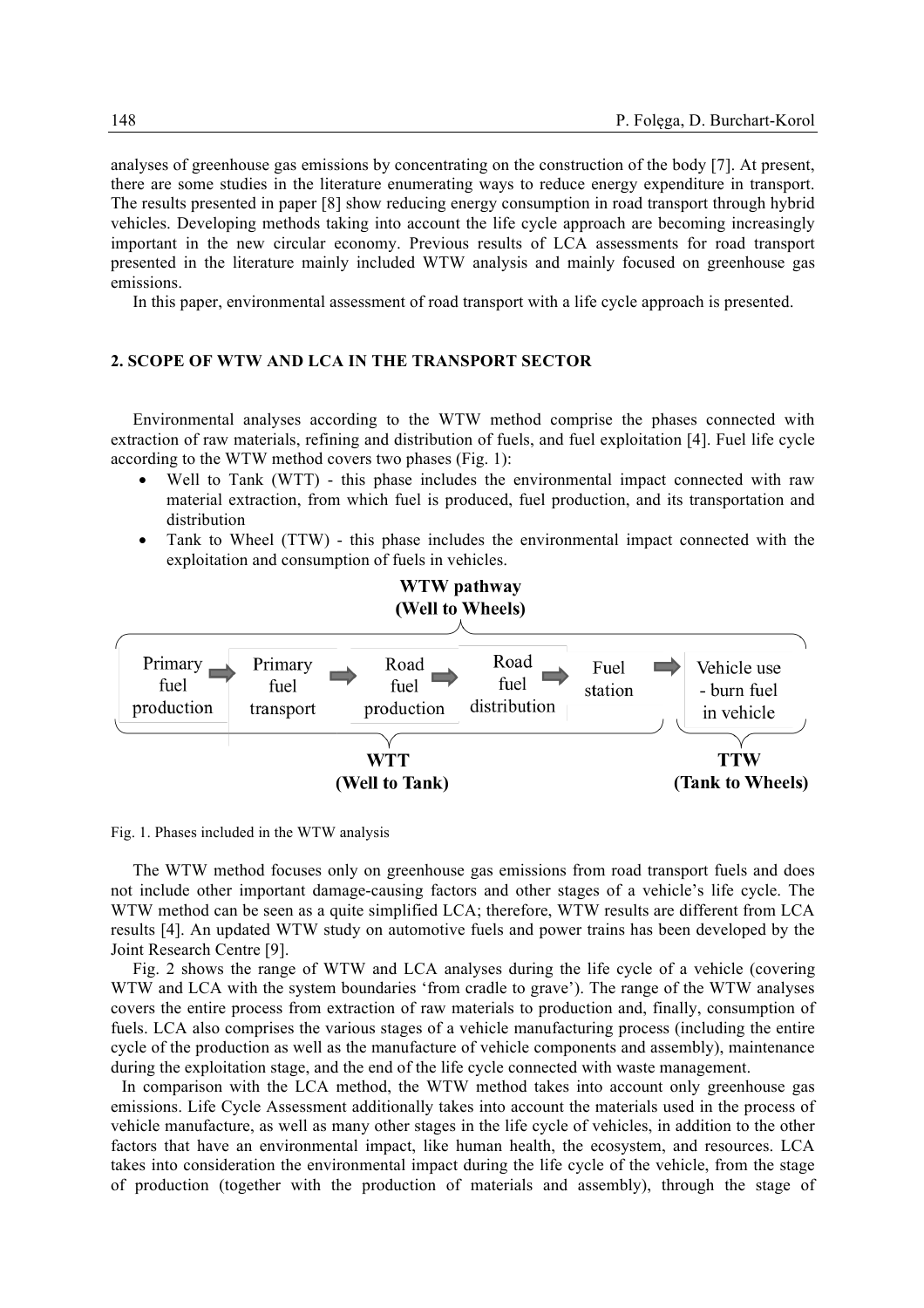analyses of greenhouse gas emissions by concentrating on the construction of the body [7]. At present, there are some studies in the literature enumerating ways to reduce energy expenditure in transport. The results presented in paper [8] show reducing energy consumption in road transport through hybrid vehicles. Developing methods taking into account the life cycle approach are becoming increasingly important in the new circular economy. Previous results of LCA assessments for road transport presented in the literature mainly included WTW analysis and mainly focused on greenhouse gas emissions.

In this paper, environmental assessment of road transport with a life cycle approach is presented.

## 2. SCOPE OF WTW AND LCA IN THE TRANSPORT SECTOR

Environmental analyses according to the WTW method comprise the phases connected with extraction of raw materials, refining and distribution of fuels, and fuel exploitation [4]. Fuel life cycle according to the WTW method covers two phases (Fig. 1):

- Well to Tank (WTT) - this phase includes the environmental impact connected with raw material extraction, from which fuel is produced, fuel production, and its transportation and distribution
- Tank to Wheel (TTW) - this phase includes the environmental impact connected with the exploitation and consumption of fuels in vehicles.

**WTW pathway (Well to Wheels)**

Primary fuel production → Primary fuel transport → Road fuel production → Road fuel distribution → Fuel station → Vehicle use - burn fuel in vehicle

**WTT (Well to Tank)** | **TTW (Tank to Wheels)**

Fig. 1. Phases included in the WTW analysis

The WTW method focuses only on greenhouse gas emissions from road transport fuels and does not include other important damage-causing factors and other stages of a vehicle's life cycle. The WTW method can be seen as a quite simplified LCA; therefore, WTW results are different from LCA results [4]. An updated WTW study on automotive fuels and power trains has been developed by the Joint Research Centre [9].

Fig. 2 shows the range of WTW and LCA analyses during the life cycle of a vehicle (covering WTW and LCA with the system boundaries 'from cradle to grave'). The range of the WTW analyses covers the entire process from extraction of raw materials to production and, finally, consumption of fuels. LCA also comprises the various stages of a vehicle manufacturing process (including the entire cycle of the production as well as the manufacture of vehicle components and assembly), maintenance during the exploitation stage, and the end of the life cycle connected with waste management.

In comparison with the LCA method, the WTW method takes into account only greenhouse gas emissions. Life Cycle Assessment additionally takes into account the materials used in the process of vehicle manufacture, as well as many other stages in the life cycle of vehicles, in addition to the other factors that have an environmental impact, like human health, the ecosystem, and resources. LCA takes into consideration the environmental impact during the life cycle of the vehicle, from the stage of production (together with the production of materials and assembly), through the stage of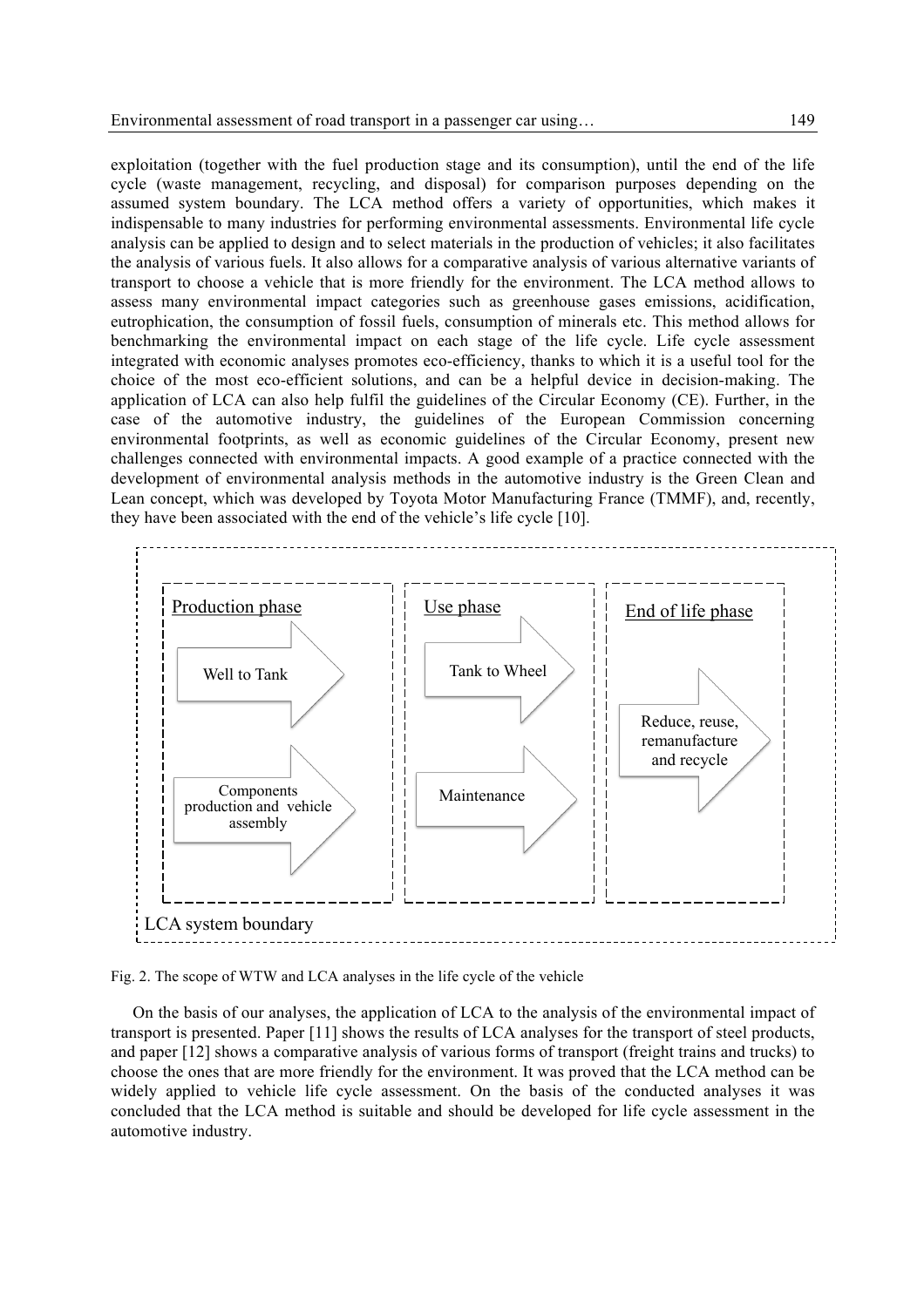exploitation (together with the fuel production stage and its consumption), until the end of the life cycle (waste management, recycling, and disposal) for comparison purposes depending on the assumed system boundary. The LCA method offers a variety of opportunities, which makes it indispensable to many industries for performing environmental assessments. Environmental life cycle analysis can be applied to design and to select materials in the production of vehicles; it also facilitates the analysis of various fuels. It also allows for a comparative analysis of various alternative variants of transport to choose a vehicle that is more friendly for the environment. The LCA method allows to assess many environmental impact categories such as greenhouse gases emissions, acidification, eutrophication, the consumption of fossil fuels, consumption of minerals etc. This method allows for benchmarking the environmental impact on each stage of the life cycle. Life cycle assessment integrated with economic analyses promotes eco-efficiency, thanks to which it is a useful tool for the choice of the most eco-efficient solutions, and can be a helpful device in decision-making. The application of LCA can also help fulfil the guidelines of the Circular Economy (CE). Further, in the case of the automotive industry, the guidelines of the European Commission concerning environmental footprints, as well as economic guidelines of the Circular Economy, present new challenges connected with environmental impacts. A good example of a practice connected with the development of environmental analysis methods in the automotive industry is the Green Clean and Lean concept, which was developed by Toyota Motor Manufacturing France (TMMF), and, recently, they have been associated with the end of the vehicle's life cycle [10].

Production phase

Well to Tank

Components production and vehicle assembly

Use phase

Tank to Wheel

Maintenance

End of life phase

Reduce, reuse, remanufacture and recycle

LCA system boundary

Fig. 2. The scope of WTW and LCA analyses in the life cycle of the vehicle

On the basis of our analyses, the application of LCA to the analysis of the environmental impact of transport is presented. Paper [11] shows the results of LCA analyses for the transport of steel products, and paper [12] shows a comparative analysis of various forms of transport (freight trains and trucks) to choose the ones that are more friendly for the environment. It was proved that the LCA method can be widely applied to vehicle life cycle assessment. On the basis of the conducted analyses it was concluded that the LCA method is suitable and should be developed for life cycle assessment in the automotive industry.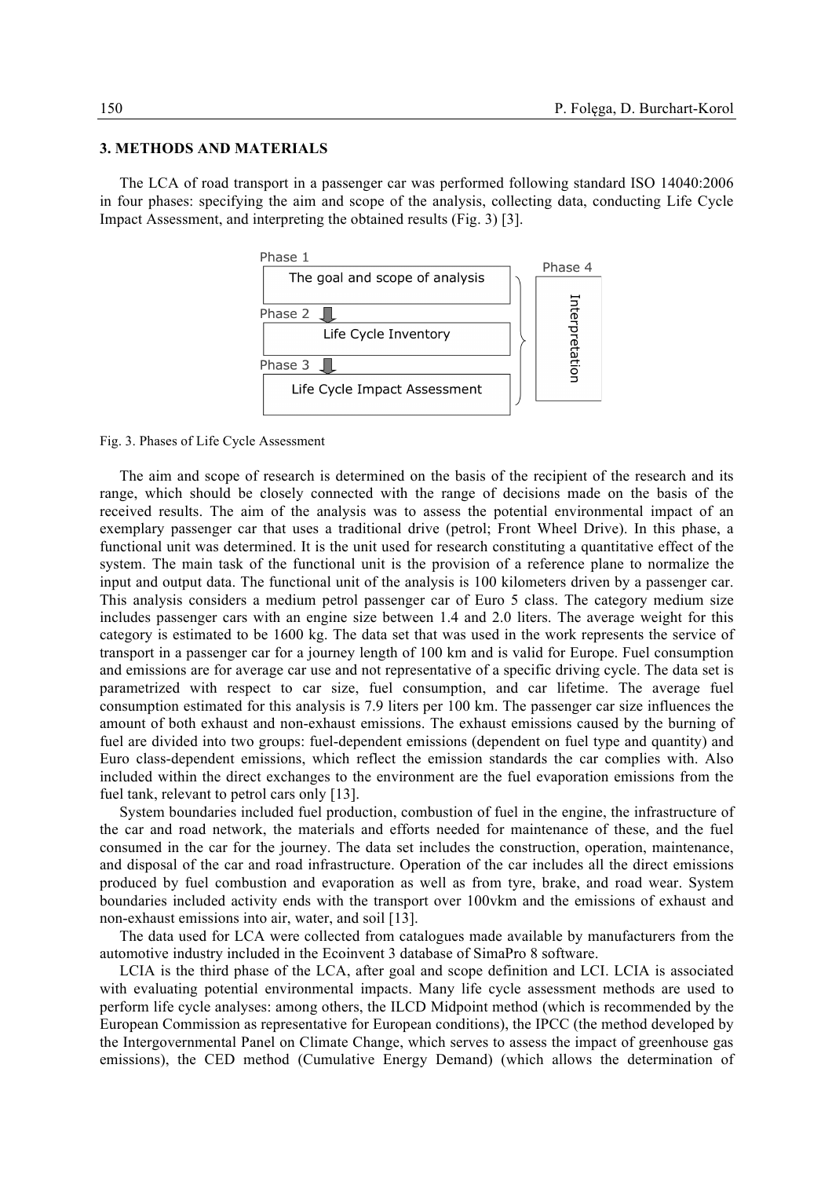### 3. METHODS AND MATERIALS

The LCA of road transport in a passenger car was performed following standard ISO 14040:2006 in four phases: specifying the aim and scope of the analysis, collecting data, conducting Life Cycle Impact Assessment, and interpreting the obtained results (Fig. 3) [3].

Phase 1: The goal and scope of analysis
Phase 2: Life Cycle Inventory
Phase 3: Life Cycle Impact Assessment
Phase 4: Interpretation

Fig. 3. Phases of Life Cycle Assessment

The aim and scope of research is determined on the basis of the recipient of the research and its range, which should be closely connected with the range of decisions made on the basis of the received results. The aim of the analysis was to assess the potential environmental impact of an exemplary passenger car that uses a traditional drive (petrol; Front Wheel Drive). In this phase, a functional unit was determined. It is the unit used for research constituting a quantitative effect of the system. The main task of the functional unit is the provision of a reference plane to normalize the input and output data. The functional unit of the analysis is 100 kilometers driven by a passenger car. This analysis considers a medium petrol passenger car of Euro 5 class. The category medium size includes passenger cars with an engine size between 1.4 and 2.0 liters. The average weight for this category is estimated to be 1600 kg. The data set that was used in the work represents the service of transport in a passenger car for a journey length of 100 km and is valid for Europe. Fuel consumption and emissions are for average car use and not representative of a specific driving cycle. The data set is parametrized with respect to car size, fuel consumption, and car lifetime. The average fuel consumption estimated for this analysis is 7.9 liters per 100 km. The passenger car size influences the amount of both exhaust and non-exhaust emissions. The exhaust emissions caused by the burning of fuel are divided into two groups: fuel-dependent emissions (dependent on fuel type and quantity) and Euro class-dependent emissions, which reflect the emission standards the car complies with. Also included within the direct exchanges to the environment are the fuel evaporation emissions from the fuel tank, relevant to petrol cars only [13].

System boundaries included fuel production, combustion of fuel in the engine, the infrastructure of the car and road network, the materials and efforts needed for maintenance of these, and the fuel consumed in the car for the journey. The data set includes the construction, operation, maintenance, and disposal of the car and road infrastructure. Operation of the car includes all the direct emissions produced by fuel combustion and evaporation as well as from tyre, brake, and road wear. System boundaries included activity ends with the transport over 100vkm and the emissions of exhaust and non-exhaust emissions into air, water, and soil [13].

The data used for LCA were collected from catalogues made available by manufacturers from the automotive industry included in the Ecoinvent 3 database of SimaPro 8 software.

LCIA is the third phase of the LCA, after goal and scope definition and LCI. LCIA is associated with evaluating potential environmental impacts. Many life cycle assessment methods are used to perform life cycle analyses: among others, the ILCD Midpoint method (which is recommended by the European Commission as representative for European conditions), the IPCC (the method developed by the Intergovernmental Panel on Climate Change, which serves to assess the impact of greenhouse gas emissions), the CED method (Cumulative Energy Demand) (which allows the determination of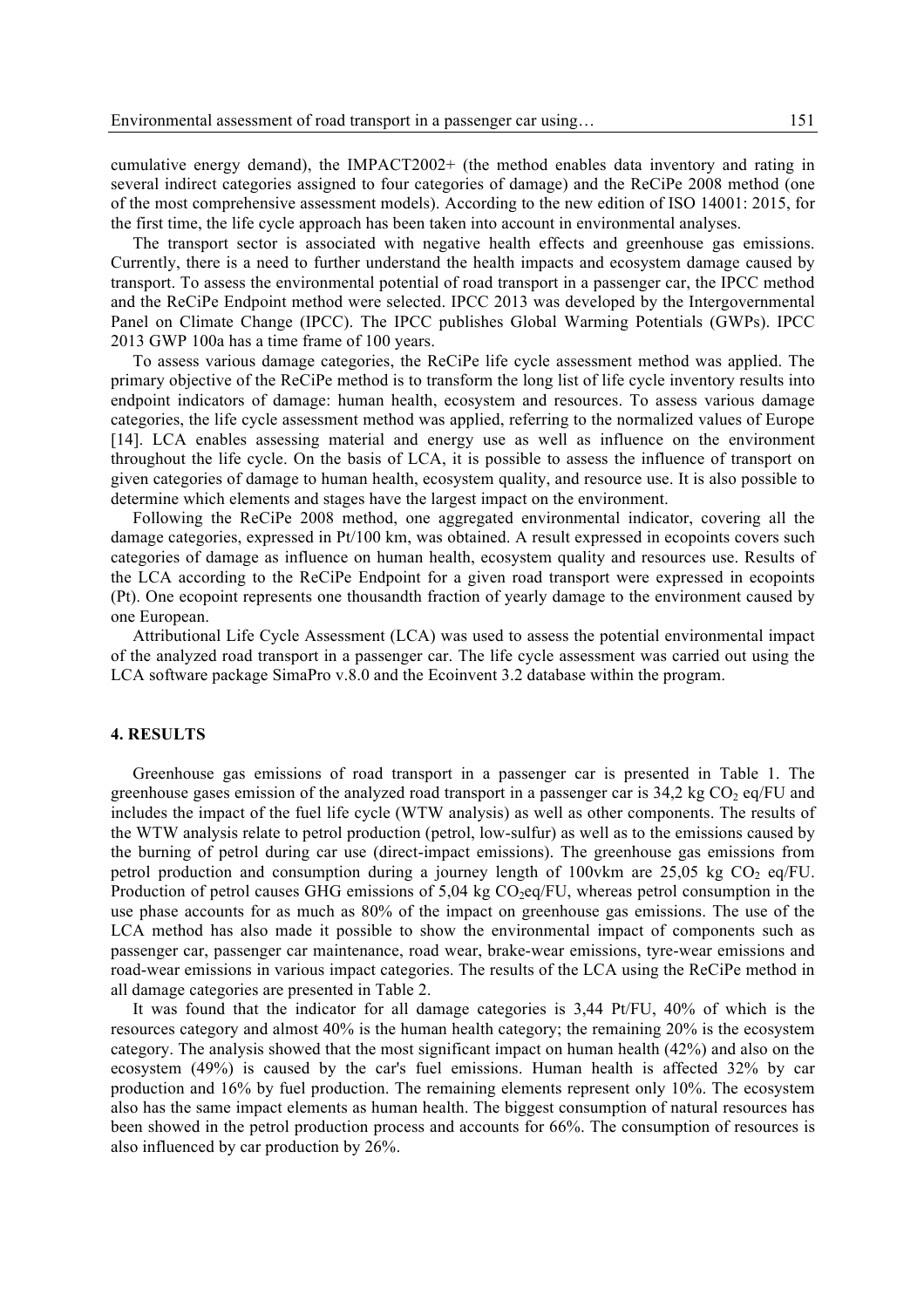cumulative energy demand), the IMPACT2002+ (the method enables data inventory and rating in several indirect categories assigned to four categories of damage) and the ReCiPe 2008 method (one of the most comprehensive assessment models). According to the new edition of ISO 14001: 2015, for the first time, the life cycle approach has been taken into account in environmental analyses.

The transport sector is associated with negative health effects and greenhouse gas emissions. Currently, there is a need to further understand the health impacts and ecosystem damage caused by transport. To assess the environmental potential of road transport in a passenger car, the IPCC method and the ReCiPe Endpoint method were selected. IPCC 2013 was developed by the Intergovernmental Panel on Climate Change (IPCC). The IPCC publishes Global Warming Potentials (GWPs). IPCC 2013 GWP 100a has a time frame of 100 years.

To assess various damage categories, the ReCiPe life cycle assessment method was applied. The primary objective of the ReCiPe method is to transform the long list of life cycle inventory results into endpoint indicators of damage: human health, ecosystem and resources. To assess various damage categories, the life cycle assessment method was applied, referring to the normalized values of Europe [14]. LCA enables assessing material and energy use as well as influence on the environment throughout the life cycle. On the basis of LCA, it is possible to assess the influence of transport on given categories of damage to human health, ecosystem quality, and resource use. It is also possible to determine which elements and stages have the largest impact on the environment.

Following the ReCiPe 2008 method, one aggregated environmental indicator, covering all the damage categories, expressed in Pt/100 km, was obtained. A result expressed in ecopoints covers such categories of damage as influence on human health, ecosystem quality and resources use. Results of the LCA according to the ReCiPe Endpoint for a given road transport were expressed in ecopoints (Pt). One ecopoint represents one thousandth fraction of yearly damage to the environment caused by one European.

Attributional Life Cycle Assessment (LCA) was used to assess the potential environmental impact of the analyzed road transport in a passenger car. The life cycle assessment was carried out using the LCA software package SimaPro v.8.0 and the Ecoinvent 3.2 database within the program.

## 4. RESULTS

Greenhouse gas emissions of road transport in a passenger car is presented in Table 1. The greenhouse gases emission of the analyzed road transport in a passenger car is 34,2 kg $CO_2$ eq/FU and includes the impact of the fuel life cycle (WTW analysis) as well as other components. The results of the WTW analysis relate to petrol production (petrol, low-sulfur) as well as to the emissions caused by the burning of petrol during car use (direct-impact emissions). The greenhouse gas emissions from petrol production and consumption during a journey length of 100vkm are 25,05 kg $CO_2$ eq/FU. Production of petrol causes GHG emissions of 5,04 kg $CO_2$eq/FU, whereas petrol consumption in the use phase accounts for as much as 80% of the impact on greenhouse gas emissions. The use of the LCA method has also made it possible to show the environmental impact of components such as passenger car, passenger car maintenance, road wear, brake-wear emissions, tyre-wear emissions and road-wear emissions in various impact categories. The results of the LCA using the ReCiPe method in all damage categories are presented in Table 2.

It was found that the indicator for all damage categories is 3,44 Pt/FU, 40% of which is the resources category and almost 40% is the human health category; the remaining 20% is the ecosystem category. The analysis showed that the most significant impact on human health (42%) and also on the ecosystem (49%) is caused by the car's fuel emissions. Human health is affected 32% by car production and 16% by fuel production. The remaining elements represent only 10%. The ecosystem also has the same impact elements as human health. The biggest consumption of natural resources has been showed in the petrol production process and accounts for 66%. The consumption of resources is also influenced by car production by 26%.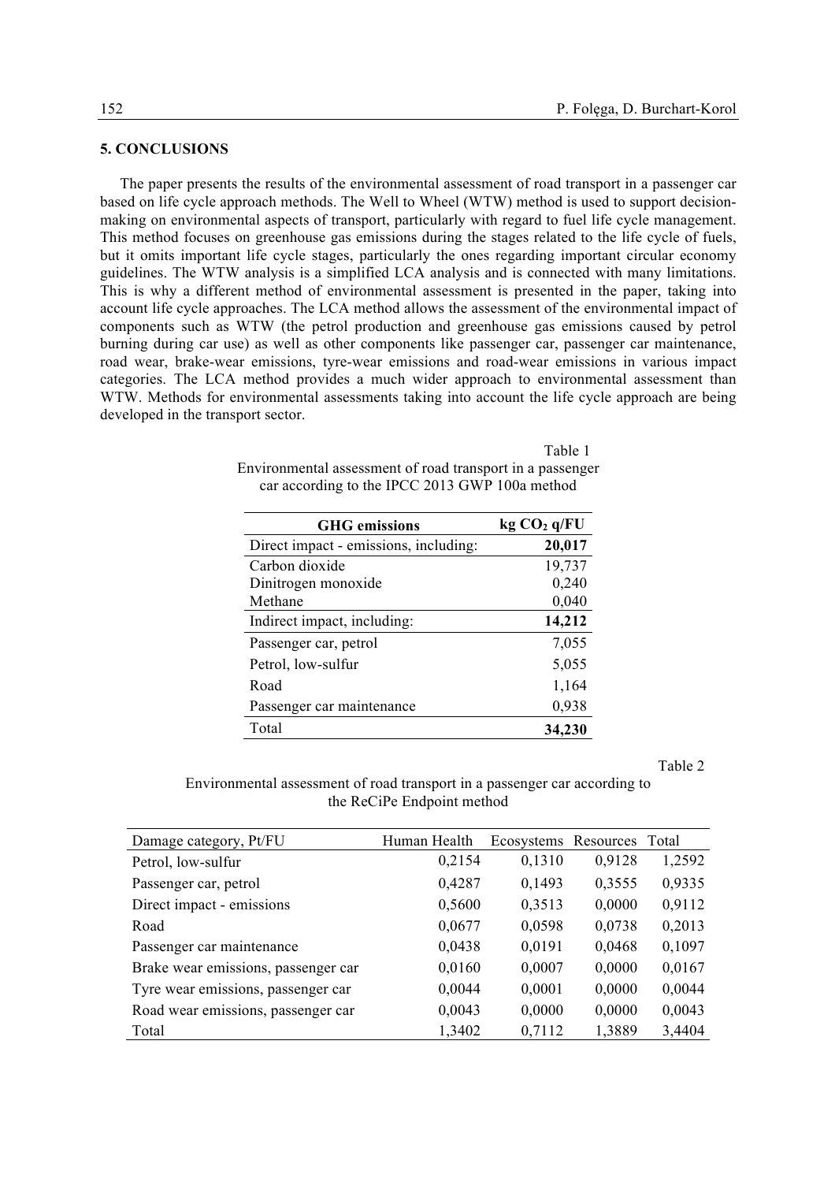## 5. CONCLUSIONS

The paper presents the results of the environmental assessment of road transport in a passenger car based on life cycle approach methods. The Well to Wheel (WTW) method is used to support decision-making on environmental aspects of transport, particularly with regard to fuel life cycle management. This method focuses on greenhouse gas emissions during the stages related to the life cycle of fuels, but it omits important life cycle stages, particularly the ones regarding important circular economy guidelines. The WTW analysis is a simplified LCA analysis and is connected with many limitations. This is why a different method of environmental assessment is presented in the paper, taking into account life cycle approaches. The LCA method allows the assessment of the environmental impact of components such as WTW (the petrol production and greenhouse gas emissions caused by petrol burning during car use) as well as other components like passenger car, passenger car maintenance, road wear, brake-wear emissions, tyre-wear emissions and road-wear emissions in various impact categories. The LCA method provides a much wider approach to environmental assessment than WTW. Methods for environmental assessments taking into account the life cycle approach are being developed in the transport sector.

Table 1

Environmental assessment of road transport in a passenger car according to the IPCC 2013 GWP 100a method

| GHG emissions | kg $CO_2$ q/FU |
|---|---|
| Direct impact - emissions, including: | **20,017** |
| Carbon dioxide | 19,737 |
| Dinitrogen monoxide | 0,240 |
| Methane | 0,040 |
| Indirect impact, including: | **14,212** |
| Passenger car, petrol | 7,055 |
| Petrol, low-sulfur | 5,055 |
| Road | 1,164 |
| Passenger car maintenance | 0,938 |
| Total | **34,230** |

Table 2

Environmental assessment of road transport in a passenger car according to the ReCiPe Endpoint method

| Damage category, Pt/FU | Human Health | Ecosystems | Resources | Total |
|---|---|---|---|---|
| Petrol, low-sulfur | 0,2154 | 0,1310 | 0,9128 | 1,2592 |
| Passenger car, petrol | 0,4287 | 0,1493 | 0,3555 | 0,9335 |
| Direct impact - emissions | 0,5600 | 0,3513 | 0,0000 | 0,9112 |
| Road | 0,0677 | 0,0598 | 0,0738 | 0,2013 |
| Passenger car maintenance | 0,0438 | 0,0191 | 0,0468 | 0,1097 |
| Brake wear emissions, passenger car | 0,0160 | 0,0007 | 0,0000 | 0,0167 |
| Tyre wear emissions, passenger car | 0,0044 | 0,0001 | 0,0000 | 0,0044 |
| Road wear emissions, passenger car | 0,0043 | 0,0000 | 0,0000 | 0,0043 |
| Total | 1,3402 | 0,7112 | 1,3889 | 3,4404 |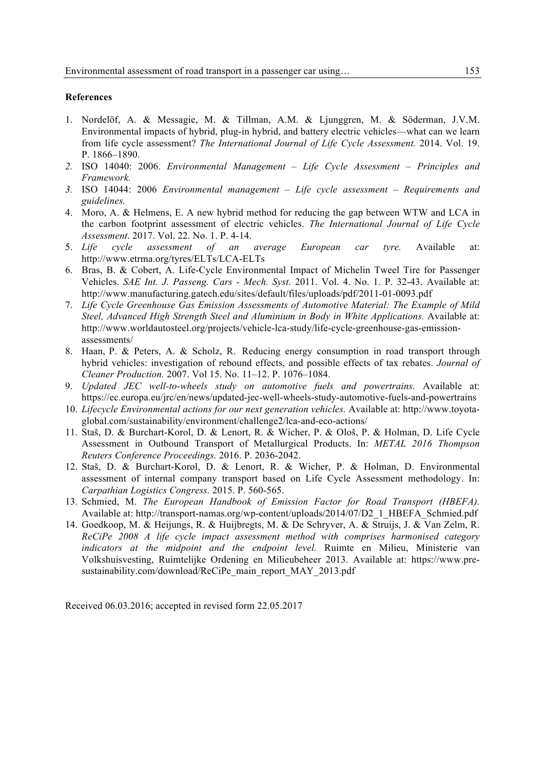**References**

1. Nordelöf, A. & Messagie, M. & Tillman, A.M. & Ljunggren, M. & Söderman, J.V.M. Environmental impacts of hybrid, plug-in hybrid, and battery electric vehicles—what can we learn from life cycle assessment? *The International Journal of Life Cycle Assessment.* 2014. Vol. 19. P. 1866–1890.
2. ISO 14040: 2006. *Environmental Management – Life Cycle Assessment – Principles and Framework.*
3. ISO 14044: 2006 *Environmental management – Life cycle assessment – Requirements and guidelines.*
4. Moro, A. & Helmens, E. A new hybrid method for reducing the gap between WTW and LCA in the carbon footprint assessment of electric vehicles. *The International Journal of Life Cycle Assessment*. 2017. Vol. 22. No. 1. P. 4-14.
5. *Life cycle assessment of an average European car tyre.* Available at: http://www.etrma.org/tyres/ELTs/LCA-ELTs
6. Bras, B. & Cobert, A. Life-Cycle Environmental Impact of Michelin Tweel Tire for Passenger Vehicles. *SAE Int. J. Passeng. Cars - Mech. Syst.* 2011. Vol. 4. No. 1. P. 32-43. Available at: http://www.manufacturing.gatech.edu/sites/default/files/uploads/pdf/2011-01-0093.pdf
7. *Life Cycle Greenhouse Gas Emission Assessments of Automotive Material: The Example of Mild Steel, Advanced High Strength Steel and Aluminium in Body in White Applications.* Available at: http://www.worldautosteel.org/projects/vehicle-lca-study/life-cycle-greenhouse-gas-emission-assessments/
8. Haan, P. & Peters, A. & Scholz, R. Reducing energy consumption in road transport through hybrid vehicles: investigation of rebound effects, and possible effects of tax rebates. *Journal of Cleaner Production.* 2007. Vol 15. No. 11–12. P. 1076–1084.
9. *Updated JEC well-to-wheels study on automotive fuels and powertrains.* Available at: https://ec.europa.eu/jrc/en/news/updated-jec-well-wheels-study-automotive-fuels-and-powertrains
10. *Lifecycle Environmental actions for our next generation vehicles.* Available at: http://www.toyota-global.com/sustainability/environment/challenge2/lca-and-eco-actions/
11. Staš, D. & Burchart-Korol, D. & Lenort, R. & Wicher, P. & Ološ, P. & Holman, D. Life Cycle Assessment in Outbound Transport of Metallurgical Products. In: *METAL 2016 Thompson Reuters Conference Proceedings.* 2016. P. 2036-2042.
12. Staš, D. & Burchart-Korol, D. & Lenort, R. & Wicher, P. & Holman, D. Environmental assessment of internal company transport based on Life Cycle Assessment methodology. In: *Carpathian Logistics Congress.* 2015. P. 560-565.
13. Schmied, M. *The European Handbook of Emission Factor for Road Transport (HBEFA).* Available at: http://transport-namas.org/wp-content/uploads/2014/07/D2_1_HBEFA_Schmied.pdf
14. Goedkoop, M. & Heijungs, R. & Huijbregts, M. & De Schryver, A. & Struijs, J. & Van Zelm, R. *ReCiPe 2008 A life cycle impact assessment method with comprises harmonised category indicators at the midpoint and the endpoint level.* Ruimte en Milieu, Ministerie van Volkshuisvesting, Ruimtelijke Ordening en Milieubeheer 2013. Available at: https://www.pre-sustainability.com/download/ReCiPe_main_report_MAY_2013.pdf

Received 06.03.2016; accepted in revised form 22.05.2017